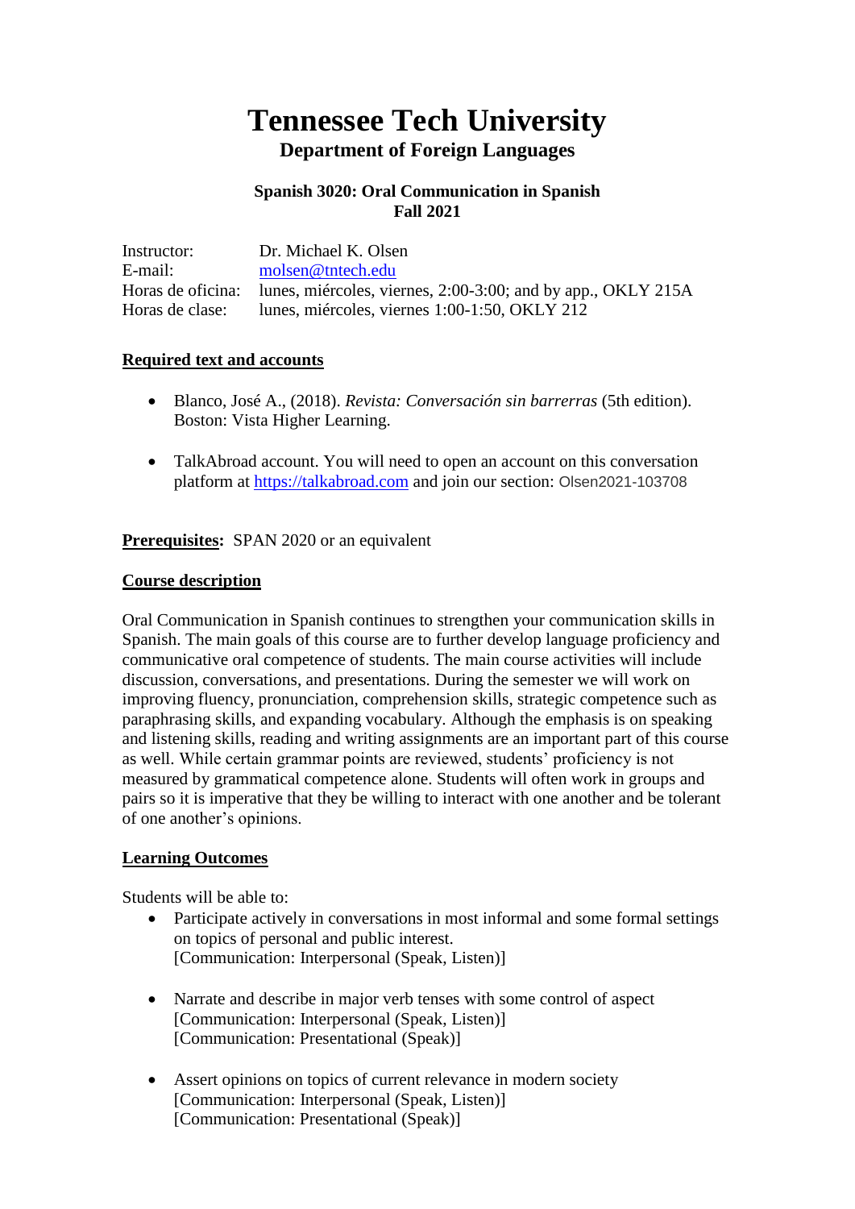# Tennessee Tech University

## Department of Foreign Languages

### Spanish 3020: Oral Communication in Spanish
### Fall 2021

Instructor: Dr. Michael K. Olsen
E-mail: molsen@tntech.edu
Horas de oficina: lunes, miércoles, viernes, 2:00-3:00; and by app., OKLY 215A
Horas de clase: lunes, miércoles, viernes 1:00-1:50, OKLY 212

**Required text and accounts**

- Blanco, José A., (2018). *Revista: Conversación sin barrerras* (5th edition). Boston: Vista Higher Learning.

- TalkAbroad account. You will need to open an account on this conversation platform at https://talkabroad.com and join our section: Olsen2021-103708

**Prerequisites:** SPAN 2020 or an equivalent

**Course description**

Oral Communication in Spanish continues to strengthen your communication skills in Spanish. The main goals of this course are to further develop language proficiency and communicative oral competence of students. The main course activities will include discussion, conversations, and presentations. During the semester we will work on improving fluency, pronunciation, comprehension skills, strategic competence such as paraphrasing skills, and expanding vocabulary. Although the emphasis is on speaking and listening skills, reading and writing assignments are an important part of this course as well. While certain grammar points are reviewed, students' proficiency is not measured by grammatical competence alone. Students will often work in groups and pairs so it is imperative that they be willing to interact with one another and be tolerant of one another's opinions.

**Learning Outcomes**

Students will be able to:

- Participate actively in conversations in most informal and some formal settings on topics of personal and public interest.
  [Communication: Interpersonal (Speak, Listen)]

- Narrate and describe in major verb tenses with some control of aspect
  [Communication: Interpersonal (Speak, Listen)]
  [Communication: Presentational (Speak)]

- Assert opinions on topics of current relevance in modern society
  [Communication: Interpersonal (Speak, Listen)]
  [Communication: Presentational (Speak)]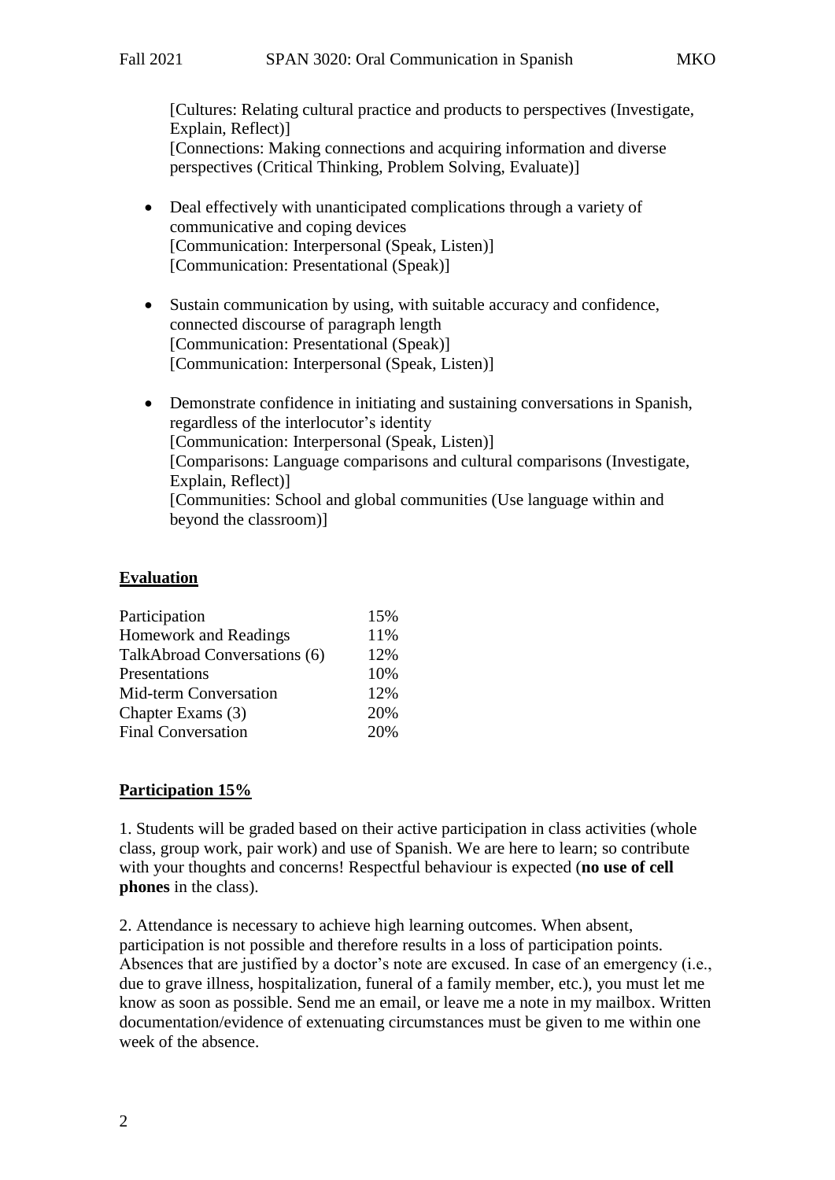[Cultures: Relating cultural practice and products to perspectives (Investigate, Explain, Reflect)]
[Connections: Making connections and acquiring information and diverse perspectives (Critical Thinking, Problem Solving, Evaluate)]

- Deal effectively with unanticipated complications through a variety of communicative and coping devices
  [Communication: Interpersonal (Speak, Listen)]
  [Communication: Presentational (Speak)]

- Sustain communication by using, with suitable accuracy and confidence, connected discourse of paragraph length
  [Communication: Presentational (Speak)]
  [Communication: Interpersonal (Speak, Listen)]

- Demonstrate confidence in initiating and sustaining conversations in Spanish, regardless of the interlocutor's identity
  [Communication: Interpersonal (Speak, Listen)]
  [Comparisons: Language comparisons and cultural comparisons (Investigate, Explain, Reflect)]
  [Communities: School and global communities (Use language within and beyond the classroom)]

## Evaluation

| | |
|---|---|
| Participation | 15% |
| Homework and Readings | 11% |
| TalkAbroad Conversations (6) | 12% |
| Presentations | 10% |
| Mid-term Conversation | 12% |
| Chapter Exams (3) | 20% |
| Final Conversation | 20% |

## Participation 15%

1. Students will be graded based on their active participation in class activities (whole class, group work, pair work) and use of Spanish. We are here to learn; so contribute with your thoughts and concerns! Respectful behaviour is expected (**no use of cell phones** in the class).

2. Attendance is necessary to achieve high learning outcomes. When absent, participation is not possible and therefore results in a loss of participation points. Absences that are justified by a doctor's note are excused. In case of an emergency (i.e., due to grave illness, hospitalization, funeral of a family member, etc.), you must let me know as soon as possible. Send me an email, or leave me a note in my mailbox. Written documentation/evidence of extenuating circumstances must be given to me within one week of the absence.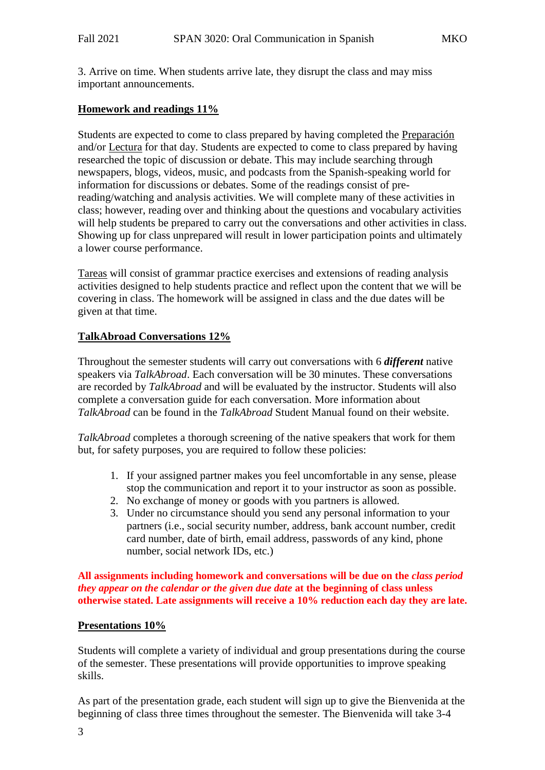3. Arrive on time. When students arrive late, they disrupt the class and may miss important announcements.

## Homework and readings 11%

Students are expected to come to class prepared by having completed the Preparación and/or Lectura for that day. Students are expected to come to class prepared by having researched the topic of discussion or debate. This may include searching through newspapers, blogs, videos, music, and podcasts from the Spanish-speaking world for information for discussions or debates. Some of the readings consist of pre-reading/watching and analysis activities. We will complete many of these activities in class; however, reading over and thinking about the questions and vocabulary activities will help students be prepared to carry out the conversations and other activities in class. Showing up for class unprepared will result in lower participation points and ultimately a lower course performance.

Tareas will consist of grammar practice exercises and extensions of reading analysis activities designed to help students practice and reflect upon the content that we will be covering in class. The homework will be assigned in class and the due dates will be given at that time.

## TalkAbroad Conversations 12%

Throughout the semester students will carry out conversations with 6 ***different*** native speakers via *TalkAbroad*. Each conversation will be 30 minutes. These conversations are recorded by *TalkAbroad* and will be evaluated by the instructor. Students will also complete a conversation guide for each conversation. More information about *TalkAbroad* can be found in the *TalkAbroad* Student Manual found on their website.

*TalkAbroad* completes a thorough screening of the native speakers that work for them but, for safety purposes, you are required to follow these policies:

1. If your assigned partner makes you feel uncomfortable in any sense, please stop the communication and report it to your instructor as soon as possible.
2. No exchange of money or goods with you partners is allowed.
3. Under no circumstance should you send any personal information to your partners (i.e., social security number, address, bank account number, credit card number, date of birth, email address, passwords of any kind, phone number, social network IDs, etc.)

**All assignments including homework and conversations will be due on the *class period they appear on the calendar or the given due date* at the beginning of class unless otherwise stated. Late assignments will receive a 10% reduction each day they are late.**

## Presentations 10%

Students will complete a variety of individual and group presentations during the course of the semester. These presentations will provide opportunities to improve speaking skills.

As part of the presentation grade, each student will sign up to give the Bienvenida at the beginning of class three times throughout the semester. The Bienvenida will take 3-4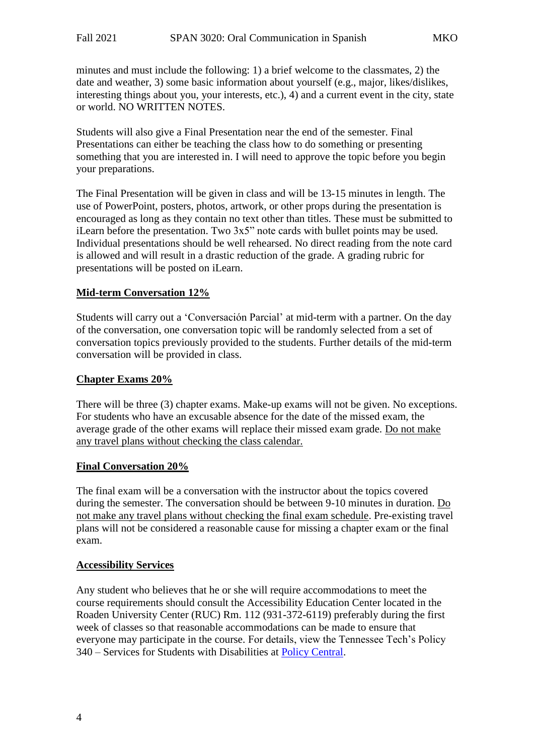minutes and must include the following: 1) a brief welcome to the classmates, 2) the date and weather, 3) some basic information about yourself (e.g., major, likes/dislikes, interesting things about you, your interests, etc.), 4) and a current event in the city, state or world. NO WRITTEN NOTES.

Students will also give a Final Presentation near the end of the semester. Final Presentations can either be teaching the class how to do something or presenting something that you are interested in. I will need to approve the topic before you begin your preparations.

The Final Presentation will be given in class and will be 13-15 minutes in length. The use of PowerPoint, posters, photos, artwork, or other props during the presentation is encouraged as long as they contain no text other than titles. These must be submitted to iLearn before the presentation. Two 3x5" note cards with bullet points may be used. Individual presentations should be well rehearsed. No direct reading from the note card is allowed and will result in a drastic reduction of the grade. A grading rubric for presentations will be posted on iLearn.

## Mid-term Conversation 12%

Students will carry out a 'Conversación Parcial' at mid-term with a partner. On the day of the conversation, one conversation topic will be randomly selected from a set of conversation topics previously provided to the students. Further details of the mid-term conversation will be provided in class.

## Chapter Exams 20%

There will be three (3) chapter exams. Make-up exams will not be given. No exceptions. For students who have an excusable absence for the date of the missed exam, the average grade of the other exams will replace their missed exam grade. Do not make any travel plans without checking the class calendar.

## Final Conversation 20%

The final exam will be a conversation with the instructor about the topics covered during the semester. The conversation should be between 9-10 minutes in duration. Do not make any travel plans without checking the final exam schedule. Pre-existing travel plans will not be considered a reasonable cause for missing a chapter exam or the final exam.

## Accessibility Services

Any student who believes that he or she will require accommodations to meet the course requirements should consult the Accessibility Education Center located in the Roaden University Center (RUC) Rm. 112 (931-372-6119) preferably during the first week of classes so that reasonable accommodations can be made to ensure that everyone may participate in the course. For details, view the Tennessee Tech's Policy 340 – Services for Students with Disabilities at Policy Central.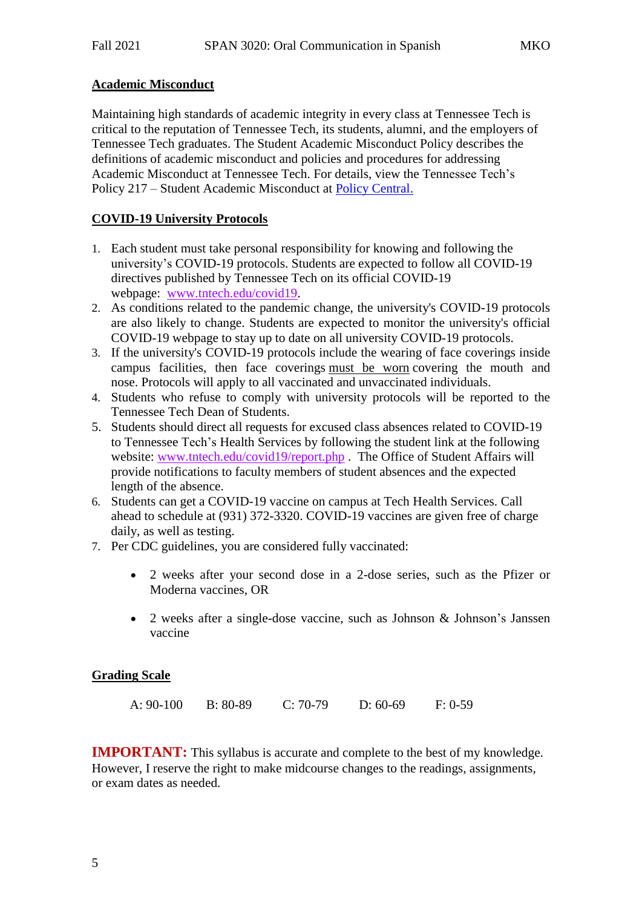## Academic Misconduct

Maintaining high standards of academic integrity in every class at Tennessee Tech is critical to the reputation of Tennessee Tech, its students, alumni, and the employers of Tennessee Tech graduates. The Student Academic Misconduct Policy describes the definitions of academic misconduct and policies and procedures for addressing Academic Misconduct at Tennessee Tech. For details, view the Tennessee Tech's Policy 217 – Student Academic Misconduct at [Policy Central.](#)

## COVID-19 University Protocols

1. Each student must take personal responsibility for knowing and following the university's COVID-19 protocols. Students are expected to follow all COVID-19 directives published by Tennessee Tech on its official COVID-19 webpage: [www.tntech.edu/covid19](http://www.tntech.edu/covid19).
2. As conditions related to the pandemic change, the university's COVID-19 protocols are also likely to change. Students are expected to monitor the university's official COVID-19 webpage to stay up to date on all university COVID-19 protocols.
3. If the university's COVID-19 protocols include the wearing of face coverings inside campus facilities, then face coverings <u>must be worn</u> covering the mouth and nose. Protocols will apply to all vaccinated and unvaccinated individuals.
4. Students who refuse to comply with university protocols will be reported to the Tennessee Tech Dean of Students.
5. Students should direct all requests for excused class absences related to COVID-19 to Tennessee Tech's Health Services by following the student link at the following website: [www.tntech.edu/covid19/report.php](http://www.tntech.edu/covid19/report.php) . The Office of Student Affairs will provide notifications to faculty members of student absences and the expected length of the absence.
6. Students can get a COVID-19 vaccine on campus at Tech Health Services. Call ahead to schedule at (931) 372-3320. COVID-19 vaccines are given free of charge daily, as well as testing.
7. Per CDC guidelines, you are considered fully vaccinated:
   - 2 weeks after your second dose in a 2-dose series, such as the Pfizer or Moderna vaccines, OR
   - 2 weeks after a single-dose vaccine, such as Johnson & Johnson's Janssen vaccine

## Grading Scale

A: 90-100    B: 80-89    C: 70-79    D: 60-69    F: 0-59

**IMPORTANT:** This syllabus is accurate and complete to the best of my knowledge. However, I reserve the right to make midcourse changes to the readings, assignments, or exam dates as needed.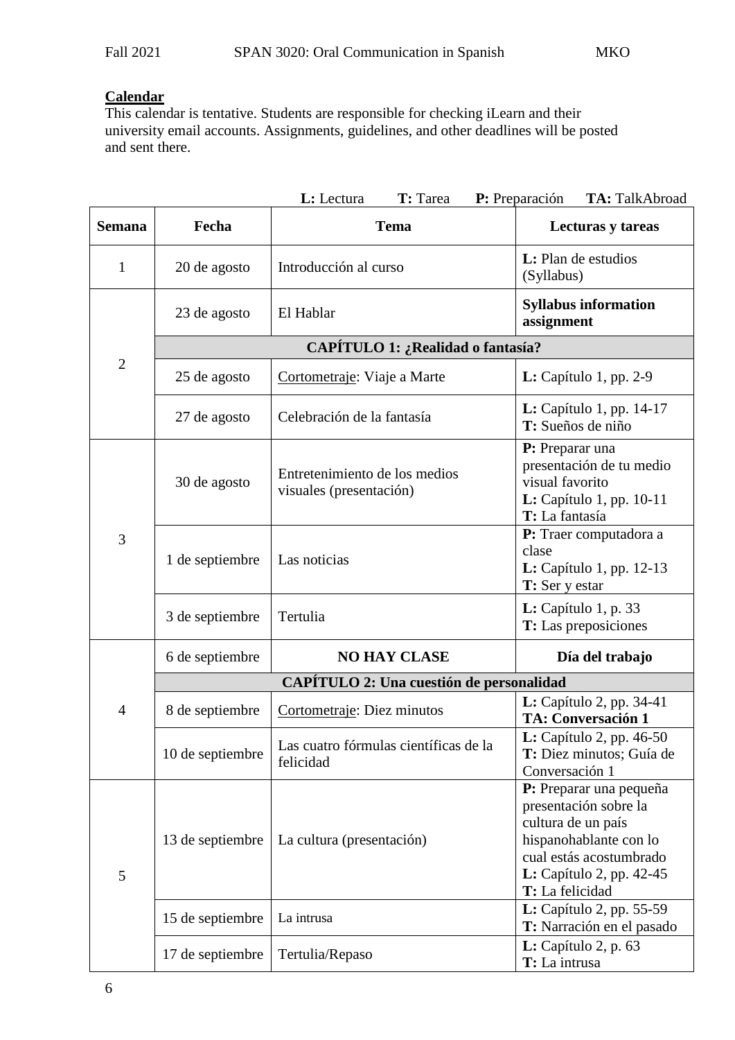**Calendar**
This calendar is tentative. Students are responsible for checking iLearn and their university email accounts. Assignments, guidelines, and other deadlines will be posted and sent there.

**L:** Lectura **T:** Tarea **P:** Preparación **TA:** TalkAbroad

| Semana | Fecha | Tema | Lecturas y tareas |
|---|---|---|---|
| 1 | 20 de agosto | Introducción al curso | **L:** Plan de estudios (Syllabus) |
| 2 | 23 de agosto | El Hablar | **Syllabus information assignment** |
| | **CAPÍTULO 1: ¿Realidad o fantasía?** | | |
| | 25 de agosto | Cortometraje: Viaje a Marte | **L:** Capítulo 1, pp. 2-9 |
| | 27 de agosto | Celebración de la fantasía | **L:** Capítulo 1, pp. 14-17<br>**T:** Sueños de niño |
| 3 | 30 de agosto | Entretenimiento de los medios visuales (presentación) | **P:** Preparar una presentación de tu medio visual favorito<br>**L:** Capítulo 1, pp. 10-11<br>**T:** La fantasía |
| | 1 de septiembre | Las noticias | **P:** Traer computadora a clase<br>**L:** Capítulo 1, pp. 12-13<br>**T:** Ser y estar |
| | 3 de septiembre | Tertulia | **L:** Capítulo 1, p. 33<br>**T:** Las preposiciones |
| 4 | 6 de septiembre | **NO HAY CLASE** | **Día del trabajo** |
| | **CAPÍTULO 2: Una cuestión de personalidad** | | |
| | 8 de septiembre | Cortometraje: Diez minutos | **L:** Capítulo 2, pp. 34-41<br>**TA: Conversación 1** |
| | 10 de septiembre | Las cuatro fórmulas científicas de la felicidad | **L:** Capítulo 2, pp. 46-50<br>**T:** Diez minutos; Guía de Conversación 1 |
| 5 | 13 de septiembre | La cultura (presentación) | **P:** Preparar una pequeña presentación sobre la cultura de un país hispanohablante con lo cual estás acostumbrado<br>**L:** Capítulo 2, pp. 42-45<br>**T:** La felicidad |
| | 15 de septiembre | La intrusa | **L:** Capítulo 2, pp. 55-59<br>**T:** Narración en el pasado |
| | 17 de septiembre | Tertulia/Repaso | **L:** Capítulo 2, p. 63<br>**T:** La intrusa |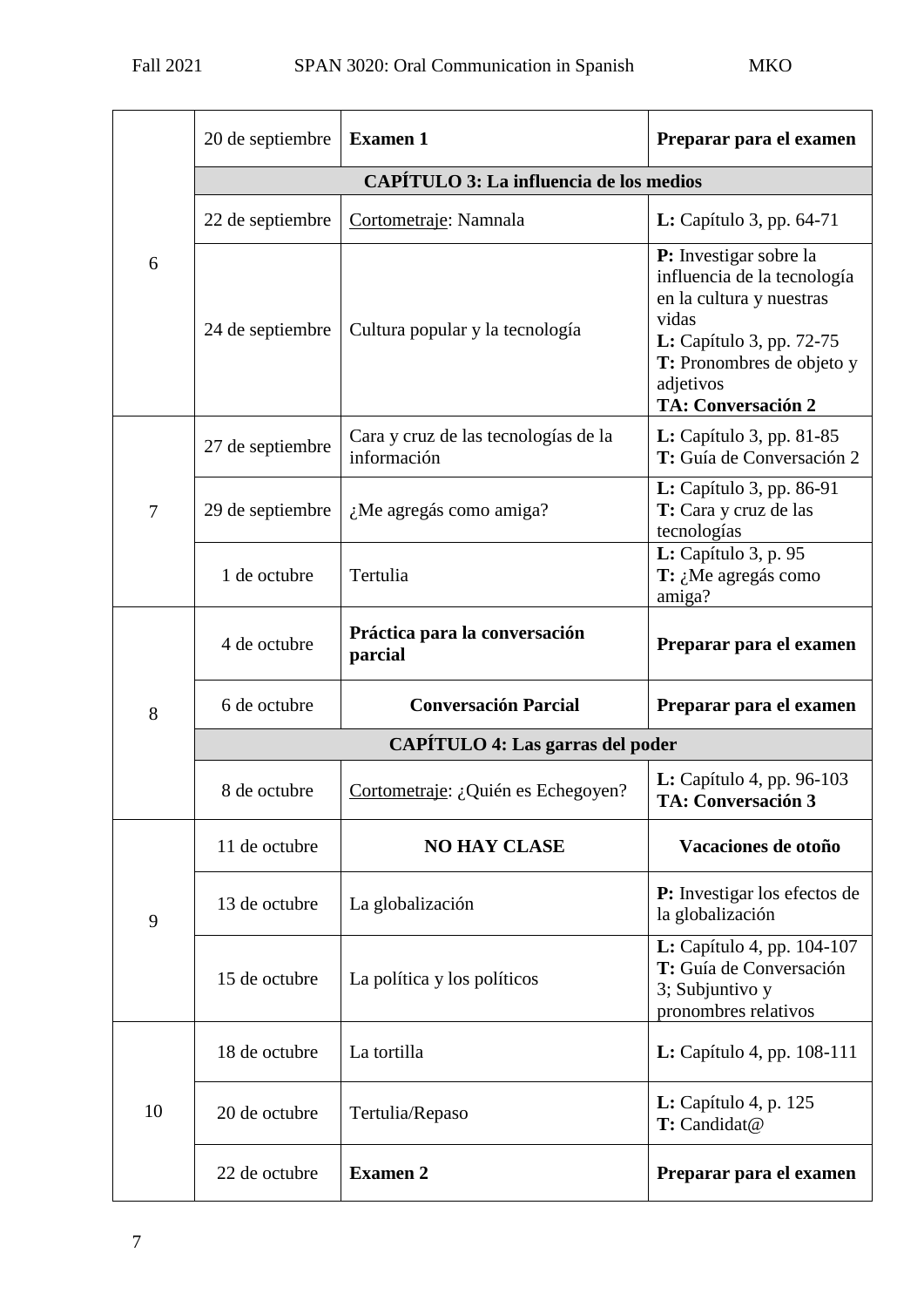| | | | |
|---|---|---|---|
| 6 | 20 de septiembre | **Examen 1** | **Preparar para el examen** |
| | **CAPÍTULO 3: La influencia de los medios** | | |
| | 22 de septiembre | Cortometraje: Namnala | **L:** Capítulo 3, pp. 64-71 |
| | 24 de septiembre | Cultura popular y la tecnología | **P:** Investigar sobre la influencia de la tecnología en la cultura y nuestras vidas<br>**L:** Capítulo 3, pp. 72-75<br>**T:** Pronombres de objeto y adjetivos<br>**TA: Conversación 2** |
| 7 | 27 de septiembre | Cara y cruz de las tecnologías de la información | **L:** Capítulo 3, pp. 81-85<br>**T:** Guía de Conversación 2 |
| | 29 de septiembre | ¿Me agregás como amiga? | **L:** Capítulo 3, pp. 86-91<br>**T:** Cara y cruz de las tecnologías |
| | 1 de octubre | Tertulia | **L:** Capítulo 3, p. 95<br>**T:** ¿Me agregás como amiga? |
| 8 | 4 de octubre | **Práctica para la conversación parcial** | **Preparar para el examen** |
| | 6 de octubre | **Conversación Parcial** | **Preparar para el examen** |
| | **CAPÍTULO 4: Las garras del poder** | | |
| | 8 de octubre | Cortometraje: ¿Quién es Echegoyen? | **L:** Capítulo 4, pp. 96-103<br>**TA: Conversación 3** |
| 9 | 11 de octubre | **NO HAY CLASE** | **Vacaciones de otoño** |
| | 13 de octubre | La globalización | **P:** Investigar los efectos de la globalización |
| | 15 de octubre | La política y los políticos | **L:** Capítulo 4, pp. 104-107<br>**T:** Guía de Conversación 3; Subjuntivo y pronombres relativos |
| 10 | 18 de octubre | La tortilla | **L:** Capítulo 4, pp. 108-111 |
| | 20 de octubre | Tertulia/Repaso | **L:** Capítulo 4, p. 125<br>**T:** Candidat@ |
| | 22 de octubre | **Examen 2** | **Preparar para el examen** |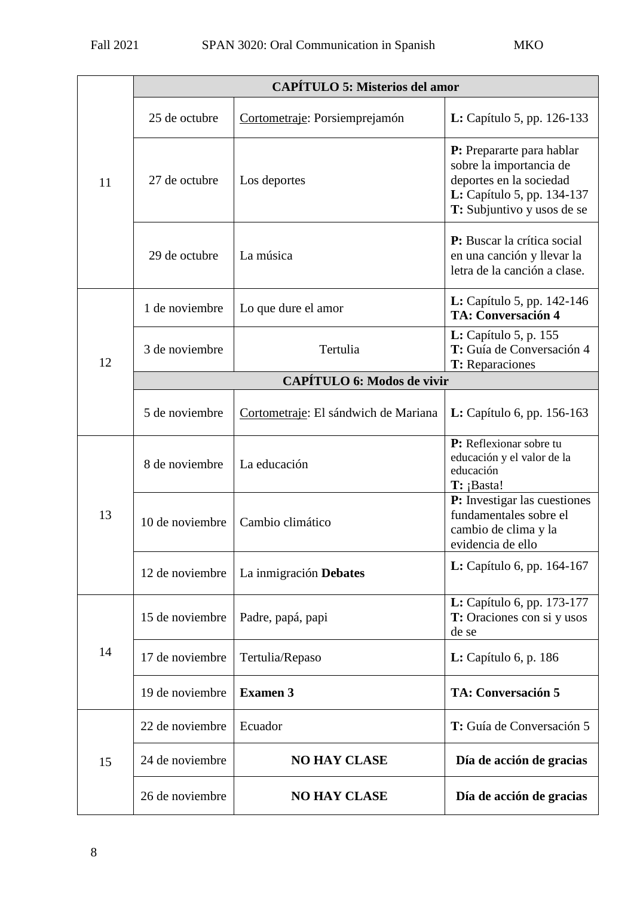| | | | |
|---|---|---|---|
| 11 | **CAPÍTULO 5: Misterios del amor** | | |
| | 25 de octubre | Cortometraje: Porsiemprejamón | **L:** Capítulo 5, pp. 126-133 |
| | 27 de octubre | Los deportes | **P:** Prepararte para hablar sobre la importancia de deportes en la sociedad<br>**L:** Capítulo 5, pp. 134-137<br>**T:** Subjuntivo y usos de se |
| | 29 de octubre | La música | **P:** Buscar la crítica social en una canción y llevar la letra de la canción a clase. |
| 12 | 1 de noviembre | Lo que dure el amor | **L:** Capítulo 5, pp. 142-146<br>**TA: Conversación 4** |
| | 3 de noviembre | Tertulia | **L:** Capítulo 5, p. 155<br>**T:** Guía de Conversación 4<br>**T:** Reparaciones |
| | **CAPÍTULO 6: Modos de vivir** | | |
| | 5 de noviembre | Cortometraje: El sándwich de Mariana | **L:** Capítulo 6, pp. 156-163 |
| 13 | 8 de noviembre | La educación | **P:** Reflexionar sobre tu educación y el valor de la educación<br>**T:** ¡Basta! |
| | 10 de noviembre | Cambio climático | **P:** Investigar las cuestiones fundamentales sobre el cambio de clima y la evidencia de ello |
| | 12 de noviembre | La inmigración **Debates** | **L:** Capítulo 6, pp. 164-167 |
| 14 | 15 de noviembre | Padre, papá, papi | **L:** Capítulo 6, pp. 173-177<br>**T:** Oraciones con si y usos de se |
| | 17 de noviembre | Tertulia/Repaso | **L:** Capítulo 6, p. 186 |
| | 19 de noviembre | **Examen 3** | **TA: Conversación 5** |
| 15 | 22 de noviembre | Ecuador | **T:** Guía de Conversación 5 |
| | 24 de noviembre | **NO HAY CLASE** | **Día de acción de gracias** |
| | 26 de noviembre | **NO HAY CLASE** | **Día de acción de gracias** |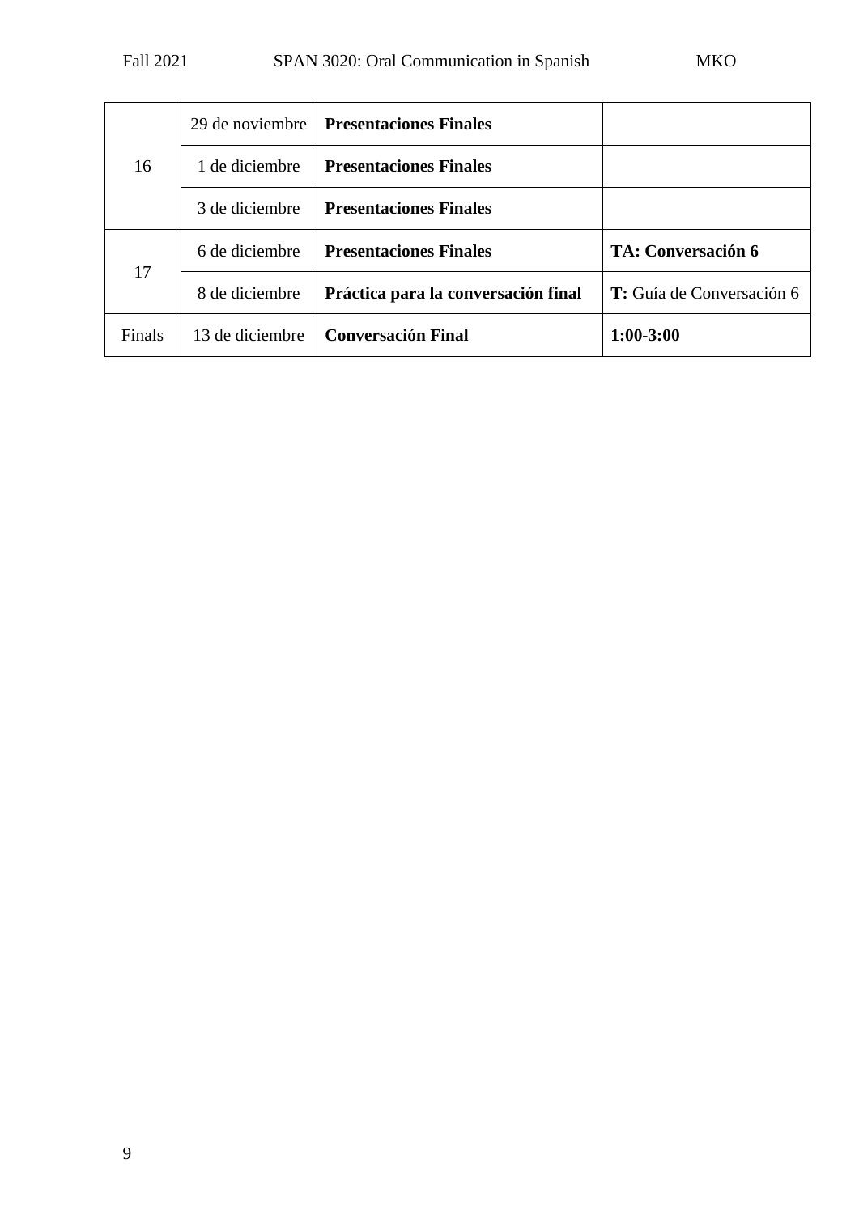| | | | |
|---|---|---|---|
| 16 | 29 de noviembre | **Presentaciones Finales** | |
| | 1 de diciembre | **Presentaciones Finales** | |
| | 3 de diciembre | **Presentaciones Finales** | |
| 17 | 6 de diciembre | **Presentaciones Finales** | **TA: Conversación 6** |
| | 8 de diciembre | **Práctica para la conversación final** | **T:** Guía de Conversación 6 |
| Finals | 13 de diciembre | **Conversación Final** | **1:00-3:00** |